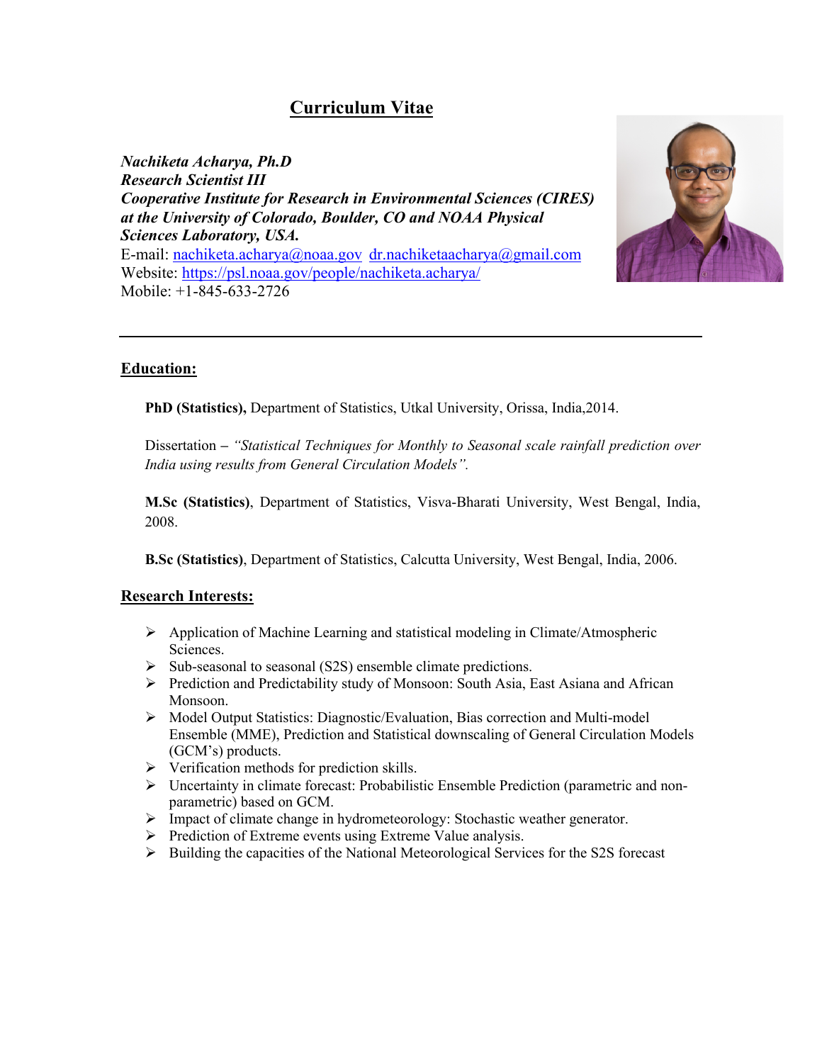# Curriculum Vitae

***Nachiketa Acharya, Ph.D***
***Research Scientist III***
***Cooperative Institute for Research in Environmental Sciences (CIRES) at the University of Colorado, Boulder, CO and NOAA Physical Sciences Laboratory, USA.***
E-mail: nachiketa.acharya@noaa.gov dr.nachiketaacharya@gmail.com
Website: https://psl.noaa.gov/people/nachiketa.acharya/
Mobile: +1-845-633-2726

---

## Education:

**PhD (Statistics),** Department of Statistics, Utkal University, Orissa, India,2014.

Dissertation – *"Statistical Techniques for Monthly to Seasonal scale rainfall prediction over India using results from General Circulation Models".*

**M.Sc (Statistics)**, Department of Statistics, Visva-Bharati University, West Bengal, India, 2008.

**B.Sc (Statistics)**, Department of Statistics, Calcutta University, West Bengal, India, 2006.

## Research Interests:

- Application of Machine Learning and statistical modeling in Climate/Atmospheric Sciences.
- Sub-seasonal to seasonal (S2S) ensemble climate predictions.
- Prediction and Predictability study of Monsoon: South Asia, East Asiana and African Monsoon.
- Model Output Statistics: Diagnostic/Evaluation, Bias correction and Multi-model Ensemble (MME), Prediction and Statistical downscaling of General Circulation Models (GCM's) products.
- Verification methods for prediction skills.
- Uncertainty in climate forecast: Probabilistic Ensemble Prediction (parametric and non-parametric) based on GCM.
- Impact of climate change in hydrometeorology: Stochastic weather generator.
- Prediction of Extreme events using Extreme Value analysis.
- Building the capacities of the National Meteorological Services for the S2S forecast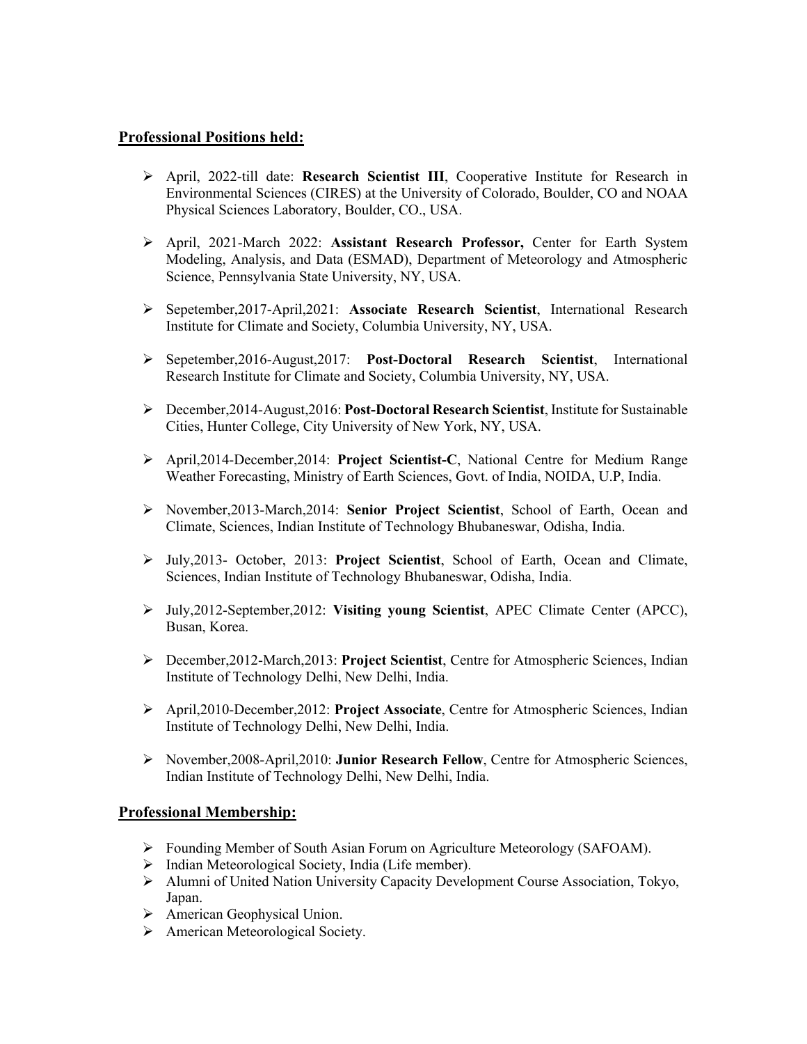## Professional Positions held:

- April, 2022-till date: **Research Scientist III**, Cooperative Institute for Research in Environmental Sciences (CIRES) at the University of Colorado, Boulder, CO and NOAA Physical Sciences Laboratory, Boulder, CO., USA.
- April, 2021-March 2022: **Assistant Research Professor,** Center for Earth System Modeling, Analysis, and Data (ESMAD), Department of Meteorology and Atmospheric Science, Pennsylvania State University, NY, USA.
- Sepetember,2017-April,2021: **Associate Research Scientist**, International Research Institute for Climate and Society, Columbia University, NY, USA.
- Sepetember,2016-August,2017: **Post-Doctoral Research Scientist**, International Research Institute for Climate and Society, Columbia University, NY, USA.
- December,2014-August,2016: **Post-Doctoral Research Scientist**, Institute for Sustainable Cities, Hunter College, City University of New York, NY, USA.
- April,2014-December,2014: **Project Scientist-C**, National Centre for Medium Range Weather Forecasting, Ministry of Earth Sciences, Govt. of India, NOIDA, U.P, India.
- November,2013-March,2014: **Senior Project Scientist**, School of Earth, Ocean and Climate, Sciences, Indian Institute of Technology Bhubaneswar, Odisha, India.
- July,2013- October, 2013: **Project Scientist**, School of Earth, Ocean and Climate, Sciences, Indian Institute of Technology Bhubaneswar, Odisha, India.
- July,2012-September,2012: **Visiting young Scientist**, APEC Climate Center (APCC), Busan, Korea.
- December,2012-March,2013: **Project Scientist**, Centre for Atmospheric Sciences, Indian Institute of Technology Delhi, New Delhi, India.
- April,2010-December,2012: **Project Associate**, Centre for Atmospheric Sciences, Indian Institute of Technology Delhi, New Delhi, India.
- November,2008-April,2010: **Junior Research Fellow**, Centre for Atmospheric Sciences, Indian Institute of Technology Delhi, New Delhi, India.

## Professional Membership:

- Founding Member of South Asian Forum on Agriculture Meteorology (SAFOAM).
- Indian Meteorological Society, India (Life member).
- Alumni of United Nation University Capacity Development Course Association, Tokyo, Japan.
- American Geophysical Union.
- American Meteorological Society.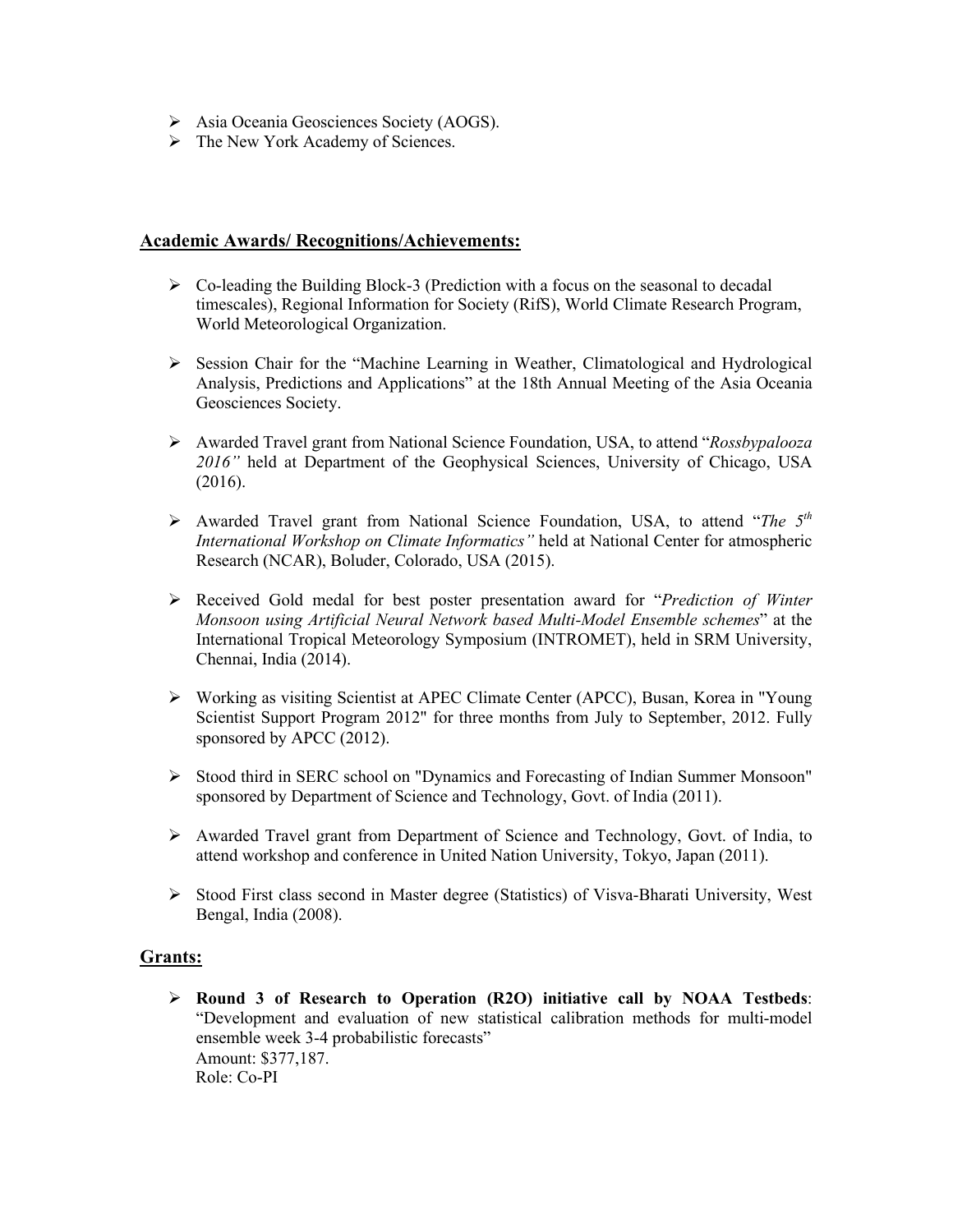- Asia Oceania Geosciences Society (AOGS).
- The New York Academy of Sciences.

## Academic Awards/ Recognitions/Achievements:

- Co-leading the Building Block-3 (Prediction with a focus on the seasonal to decadal timescales), Regional Information for Society (RifS), World Climate Research Program, World Meteorological Organization.
- Session Chair for the "Machine Learning in Weather, Climatological and Hydrological Analysis, Predictions and Applications" at the 18th Annual Meeting of the Asia Oceania Geosciences Society.
- Awarded Travel grant from National Science Foundation, USA, to attend "*Rossbypalooza 2016"* held at Department of the Geophysical Sciences, University of Chicago, USA (2016).
- Awarded Travel grant from National Science Foundation, USA, to attend "*The 5th International Workshop on Climate Informatics"* held at National Center for atmospheric Research (NCAR), Boluder, Colorado, USA (2015).
- Received Gold medal for best poster presentation award for "*Prediction of Winter Monsoon using Artificial Neural Network based Multi-Model Ensemble schemes*" at the International Tropical Meteorology Symposium (INTROMET), held in SRM University, Chennai, India (2014).
- Working as visiting Scientist at APEC Climate Center (APCC), Busan, Korea in "Young Scientist Support Program 2012" for three months from July to September, 2012. Fully sponsored by APCC (2012).
- Stood third in SERC school on "Dynamics and Forecasting of Indian Summer Monsoon" sponsored by Department of Science and Technology, Govt. of India (2011).
- Awarded Travel grant from Department of Science and Technology, Govt. of India, to attend workshop and conference in United Nation University, Tokyo, Japan (2011).
- Stood First class second in Master degree (Statistics) of Visva-Bharati University, West Bengal, India (2008).

## Grants:

- **Round 3 of Research to Operation (R2O) initiative call by NOAA Testbeds**: "Development and evaluation of new statistical calibration methods for multi-model ensemble week 3-4 probabilistic forecasts"
  Amount: $377,187.
  Role: Co-PI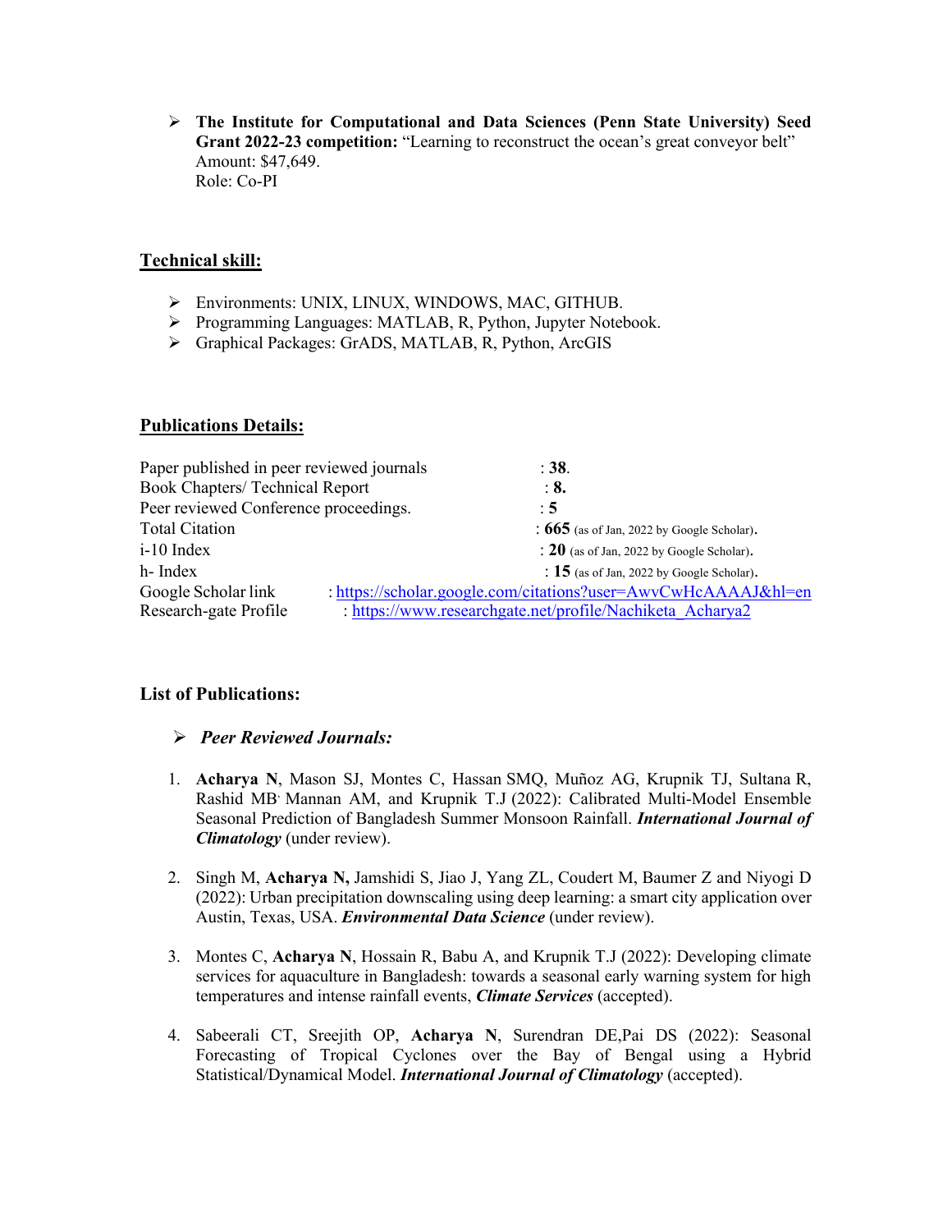- **The Institute for Computational and Data Sciences (Penn State University) Seed Grant 2022-23 competition:** "Learning to reconstruct the ocean's great conveyor belt"
  Amount: $47,649.
  Role: Co-PI

## Technical skill:

- Environments: UNIX, LINUX, WINDOWS, MAC, GITHUB.
- Programming Languages: MATLAB, R, Python, Jupyter Notebook.
- Graphical Packages: GrADS, MATLAB, R, Python, ArcGIS

## Publications Details:

| | |
|---|---|
| Paper published in peer reviewed journals | : **38**. |
| Book Chapters/ Technical Report | : **8.** |
| Peer reviewed Conference proceedings. | : **5** |
| Total Citation | : **665** (as of Jan, 2022 by Google Scholar). |
| i-10 Index | : **20** (as of Jan, 2022 by Google Scholar). |
| h- Index | : **15** (as of Jan, 2022 by Google Scholar). |
| Google Scholar link | : https://scholar.google.com/citations?user=AwvCwHcAAAAJ&hl=en |
| Research-gate Profile | : https://www.researchgate.net/profile/Nachiketa_Acharya2 |

## List of Publications:

- ***Peer Reviewed Journals:***

1. **Acharya N**, Mason SJ, Montes C, Hassan SMQ, Muñoz AG, Krupnik TJ, Sultana R, Rashid MB, Mannan AM, and Krupnik T.J (2022): Calibrated Multi-Model Ensemble Seasonal Prediction of Bangladesh Summer Monsoon Rainfall. ***International Journal of Climatology*** (under review).

2. Singh M, **Acharya N,** Jamshidi S, Jiao J, Yang ZL, Coudert M, Baumer Z and Niyogi D (2022): Urban precipitation downscaling using deep learning: a smart city application over Austin, Texas, USA. ***Environmental Data Science*** (under review).

3. Montes C, **Acharya N**, Hossain R, Babu A, and Krupnik T.J (2022): Developing climate services for aquaculture in Bangladesh: towards a seasonal early warning system for high temperatures and intense rainfall events, ***Climate Services*** (accepted).

4. Sabeerali CT, Sreejith OP, **Acharya N**, Surendran DE,Pai DS (2022): Seasonal Forecasting of Tropical Cyclones over the Bay of Bengal using a Hybrid Statistical/Dynamical Model. ***International Journal of Climatology*** (accepted).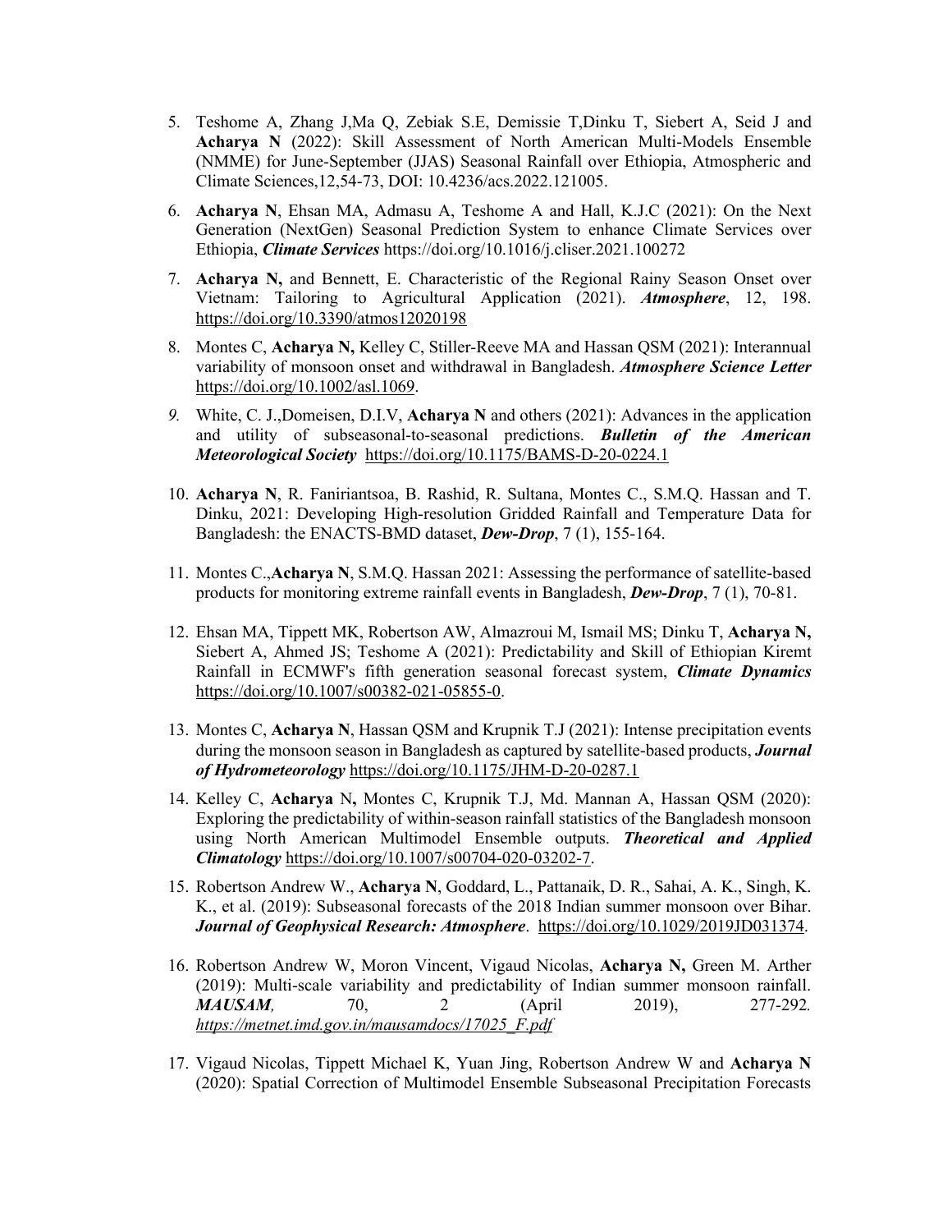5. Teshome A, Zhang J,Ma Q, Zebiak S.E, Demissie T,Dinku T, Siebert A, Seid J and **Acharya N** (2022): Skill Assessment of North American Multi-Models Ensemble (NMME) for June-September (JJAS) Seasonal Rainfall over Ethiopia, Atmospheric and Climate Sciences,12,54-73, DOI: 10.4236/acs.2022.121005.

6. **Acharya N**, Ehsan MA, Admasu A, Teshome A and Hall, K.J.C (2021): On the Next Generation (NextGen) Seasonal Prediction System to enhance Climate Services over Ethiopia, ***Climate Services*** https://doi.org/10.1016/j.cliser.2021.100272

7. **Acharya N,** and Bennett, E. Characteristic of the Regional Rainy Season Onset over Vietnam: Tailoring to Agricultural Application (2021). ***Atmosphere***, 12, 198. https://doi.org/10.3390/atmos12020198

8. Montes C, **Acharya N,** Kelley C, Stiller-Reeve MA and Hassan QSM (2021): Interannual variability of monsoon onset and withdrawal in Bangladesh. ***Atmosphere Science Letter*** https://doi.org/10.1002/asl.1069.

9. White, C. J.,Domeisen, D.I.V, **Acharya N** and others (2021): Advances in the application and utility of subseasonal-to-seasonal predictions. ***Bulletin of the American Meteorological Society*** https://doi.org/10.1175/BAMS-D-20-0224.1

10. **Acharya N**, R. Faniriantsoa, B. Rashid, R. Sultana, Montes C., S.M.Q. Hassan and T. Dinku, 2021: Developing High-resolution Gridded Rainfall and Temperature Data for Bangladesh: the ENACTS-BMD dataset, ***Dew-Drop***, 7 (1), 155-164.

11. Montes C.,**Acharya N**, S.M.Q. Hassan 2021: Assessing the performance of satellite-based products for monitoring extreme rainfall events in Bangladesh, ***Dew-Drop***, 7 (1), 70-81.

12. Ehsan MA, Tippett MK, Robertson AW, Almazroui M, Ismail MS; Dinku T, **Acharya N,** Siebert A, Ahmed JS; Teshome A (2021): Predictability and Skill of Ethiopian Kiremt Rainfall in ECMWF's fifth generation seasonal forecast system, ***Climate Dynamics*** https://doi.org/10.1007/s00382-021-05855-0.

13. Montes C, **Acharya N**, Hassan QSM and Krupnik T.J (2021): Intense precipitation events during the monsoon season in Bangladesh as captured by satellite-based products, ***Journal of Hydrometeorology*** https://doi.org/10.1175/JHM-D-20-0287.1

14. Kelley C, **Acharya** N**,** Montes C, Krupnik T.J, Md. Mannan A, Hassan QSM (2020): Exploring the predictability of within-season rainfall statistics of the Bangladesh monsoon using North American Multimodel Ensemble outputs. ***Theoretical and Applied Climatology*** https://doi.org/10.1007/s00704-020-03202-7.

15. Robertson Andrew W., **Acharya N**, Goddard, L., Pattanaik, D. R., Sahai, A. K., Singh, K. K., et al. (2019): Subseasonal forecasts of the 2018 Indian summer monsoon over Bihar. ***Journal of Geophysical Research: Atmosphere***. https://doi.org/10.1029/2019JD031374.

16. Robertson Andrew W, Moron Vincent, Vigaud Nicolas, **Acharya N,** Green M. Arther (2019): Multi-scale variability and predictability of Indian summer monsoon rainfall. ***MAUSAM****,* 70, 2 (April 2019), 277-292. *https://metnet.imd.gov.in/mausamdocs/17025_F.pdf*

17. Vigaud Nicolas, Tippett Michael K, Yuan Jing, Robertson Andrew W and **Acharya N** (2020): Spatial Correction of Multimodel Ensemble Subseasonal Precipitation Forecasts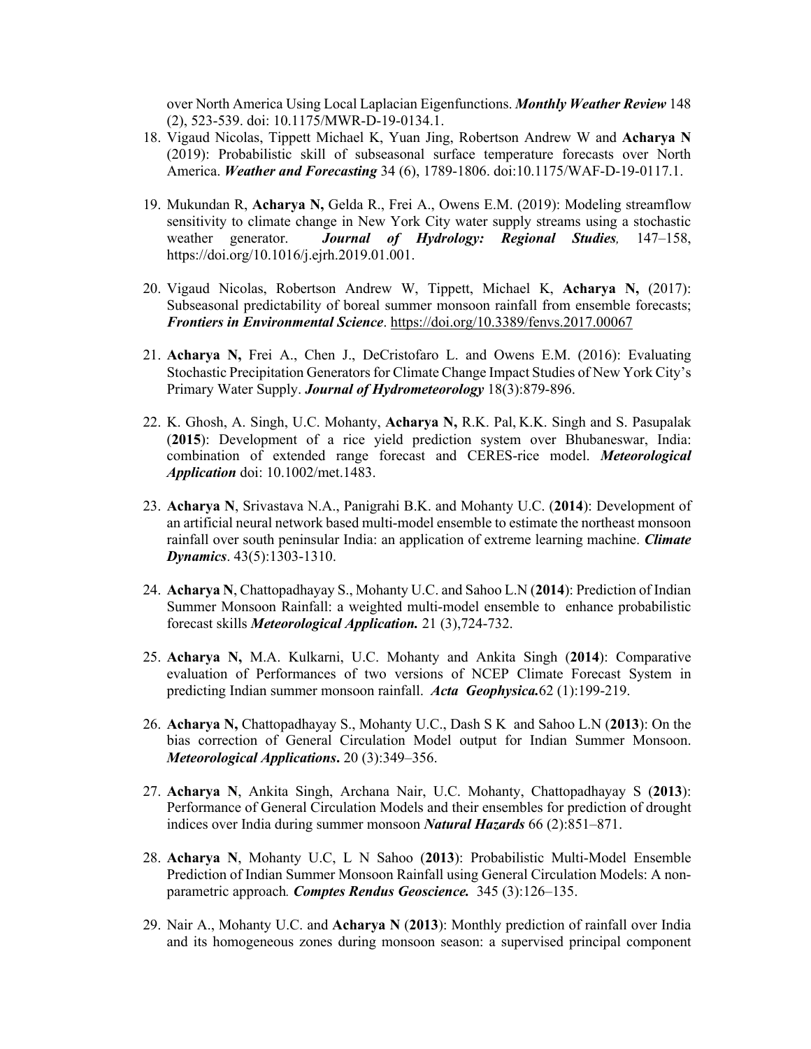over North America Using Local Laplacian Eigenfunctions. ***Monthly Weather Review*** 148 (2), 523-539. doi: 10.1175/MWR-D-19-0134.1.

18. Vigaud Nicolas, Tippett Michael K, Yuan Jing, Robertson Andrew W and **Acharya N** (2019): Probabilistic skill of subseasonal surface temperature forecasts over North America. ***Weather and Forecasting*** 34 (6), 1789-1806. doi:10.1175/WAF-D-19-0117.1.

19. Mukundan R, **Acharya N,** Gelda R., Frei A., Owens E.M. (2019): Modeling streamflow sensitivity to climate change in New York City water supply streams using a stochastic weather generator. ***Journal of Hydrology: Regional Studies,*** 147–158, https://doi.org/10.1016/j.ejrh.2019.01.001.

20. Vigaud Nicolas, Robertson Andrew W, Tippett, Michael K, **Acharya N,** (2017): Subseasonal predictability of boreal summer monsoon rainfall from ensemble forecasts; ***Frontiers in Environmental Science***. https://doi.org/10.3389/fenvs.2017.00067

21. **Acharya N,** Frei A., Chen J., DeCristofaro L. and Owens E.M. (2016): Evaluating Stochastic Precipitation Generators for Climate Change Impact Studies of New York City's Primary Water Supply. ***Journal of Hydrometeorology*** 18(3):879-896.

22. K. Ghosh, A. Singh, U.C. Mohanty, **Acharya N,** R.K. Pal, K.K. Singh and S. Pasupalak (**2015**): Development of a rice yield prediction system over Bhubaneswar, India: combination of extended range forecast and CERES-rice model. ***Meteorological Application*** doi: 10.1002/met.1483.

23. **Acharya N**, Srivastava N.A., Panigrahi B.K. and Mohanty U.C. (**2014**): Development of an artificial neural network based multi-model ensemble to estimate the northeast monsoon rainfall over south peninsular India: an application of extreme learning machine. ***Climate Dynamics***. 43(5):1303-1310.

24. **Acharya N**, Chattopadhayay S., Mohanty U.C. and Sahoo L.N (**2014**): Prediction of Indian Summer Monsoon Rainfall: a weighted multi-model ensemble to enhance probabilistic forecast skills ***Meteorological Application.*** 21 (3),724-732.

25. **Acharya N,** M.A. Kulkarni, U.C. Mohanty and Ankita Singh (**2014**): Comparative evaluation of Performances of two versions of NCEP Climate Forecast System in predicting Indian summer monsoon rainfall. ***Acta Geophysica.***62 (1):199-219.

26. **Acharya N,** Chattopadhayay S., Mohanty U.C., Dash S K and Sahoo L.N (**2013**): On the bias correction of General Circulation Model output for Indian Summer Monsoon. ***Meteorological Applications***. 20 (3):349–356.

27. **Acharya N**, Ankita Singh, Archana Nair, U.C. Mohanty, Chattopadhayay S (**2013**): Performance of General Circulation Models and their ensembles for prediction of drought indices over India during summer monsoon ***Natural Hazards*** 66 (2):851–871.

28. **Acharya N**, Mohanty U.C, L N Sahoo (**2013**): Probabilistic Multi-Model Ensemble Prediction of Indian Summer Monsoon Rainfall using General Circulation Models: A non-parametric approach*.* ***Comptes Rendus Geoscience.*** 345 (3):126–135.

29. Nair A., Mohanty U.C. and **Acharya N** (**2013**): Monthly prediction of rainfall over India and its homogeneous zones during monsoon season: a supervised principal component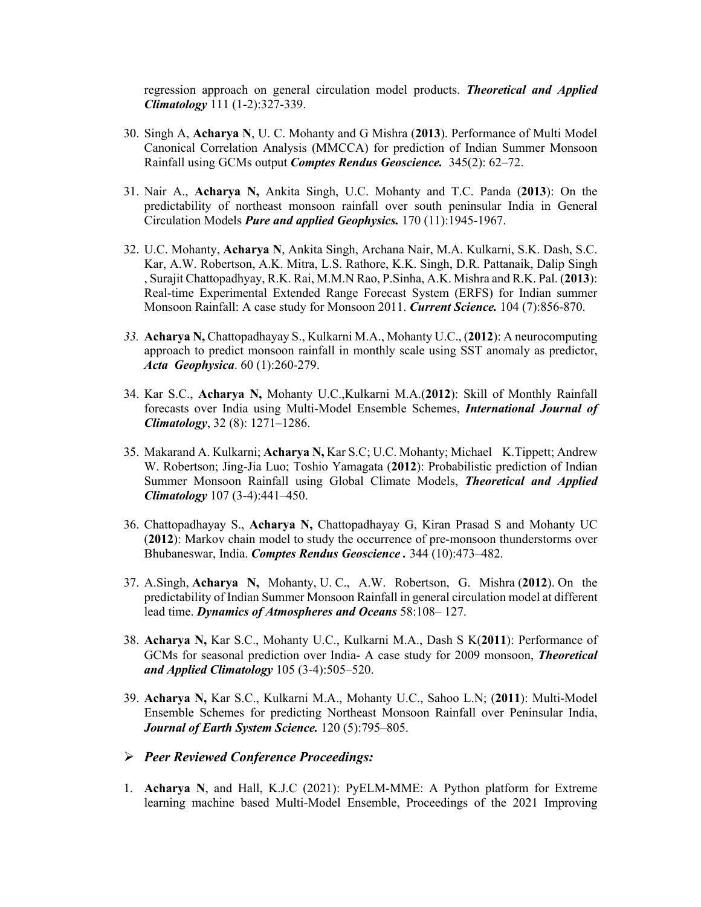regression approach on general circulation model products. ***Theoretical and Applied Climatology*** 111 (1-2):327-339.

30. Singh A, **Acharya N**, U. C. Mohanty and G Mishra (**2013**). Performance of Multi Model Canonical Correlation Analysis (MMCCA) for prediction of Indian Summer Monsoon Rainfall using GCMs output ***Comptes Rendus Geoscience.*** 345(2): 62–72.

31. Nair A., **Acharya N,** Ankita Singh, U.C. Mohanty and T.C. Panda (**2013**): On the predictability of northeast monsoon rainfall over south peninsular India in General Circulation Models ***Pure and applied Geophysics.*** 170 (11):1945-1967.

32. U.C. Mohanty, **Acharya N**, Ankita Singh, Archana Nair, M.A. Kulkarni, S.K. Dash, S.C. Kar, A.W. Robertson, A.K. Mitra, L.S. Rathore, K.K. Singh, D.R. Pattanaik, Dalip Singh , Surajit Chattopadhyay, R.K. Rai, M.M.N Rao, P.Sinha, A.K. Mishra and R.K. Pal. (**2013**): Real-time Experimental Extended Range Forecast System (ERFS) for Indian summer Monsoon Rainfall: A case study for Monsoon 2011. ***Current Science.*** 104 (7):856-870.

33. **Acharya N,** Chattopadhayay S., Kulkarni M.A., Mohanty U.C., (**2012**): A neurocomputing approach to predict monsoon rainfall in monthly scale using SST anomaly as predictor, ***Acta Geophysica***. 60 (1):260-279.

34. Kar S.C., **Acharya N,** Mohanty U.C.,Kulkarni M.A.(**2012**): Skill of Monthly Rainfall forecasts over India using Multi-Model Ensemble Schemes, ***International Journal of Climatology***, 32 (8): 1271–1286.

35. Makarand A. Kulkarni; **Acharya N,** Kar S.C; U.C. Mohanty; Michael K.Tippett; Andrew W. Robertson; Jing-Jia Luo; Toshio Yamagata (**2012**): Probabilistic prediction of Indian Summer Monsoon Rainfall using Global Climate Models, ***Theoretical and Applied Climatology*** 107 (3-4):441–450.

36. Chattopadhayay S., **Acharya N,** Chattopadhayay G, Kiran Prasad S and Mohanty UC (**2012**): Markov chain model to study the occurrence of pre-monsoon thunderstorms over Bhubaneswar, India. ***Comptes Rendus Geoscience .*** 344 (10):473–482.

37. A.Singh, **Acharya N,** Mohanty, U. C., A.W. Robertson, G. Mishra (**2012**). On the predictability of Indian Summer Monsoon Rainfall in general circulation model at different lead time. ***Dynamics of Atmospheres and Oceans*** 58:108– 127.

38. **Acharya N,** Kar S.C., Mohanty U.C., Kulkarni M.A., Dash S K(**2011**): Performance of GCMs for seasonal prediction over India- A case study for 2009 monsoon, ***Theoretical and Applied Climatology*** 105 (3-4):505–520.

39. **Acharya N,** Kar S.C., Kulkarni M.A., Mohanty U.C., Sahoo L.N; (**2011**): Multi-Model Ensemble Schemes for predicting Northeast Monsoon Rainfall over Peninsular India, ***Journal of Earth System Science.*** 120 (5):795–805.

- ***Peer Reviewed Conference Proceedings:***

1. **Acharya N**, and Hall, K.J.C (2021): PyELM-MME: A Python platform for Extreme learning machine based Multi-Model Ensemble, Proceedings of the 2021 Improving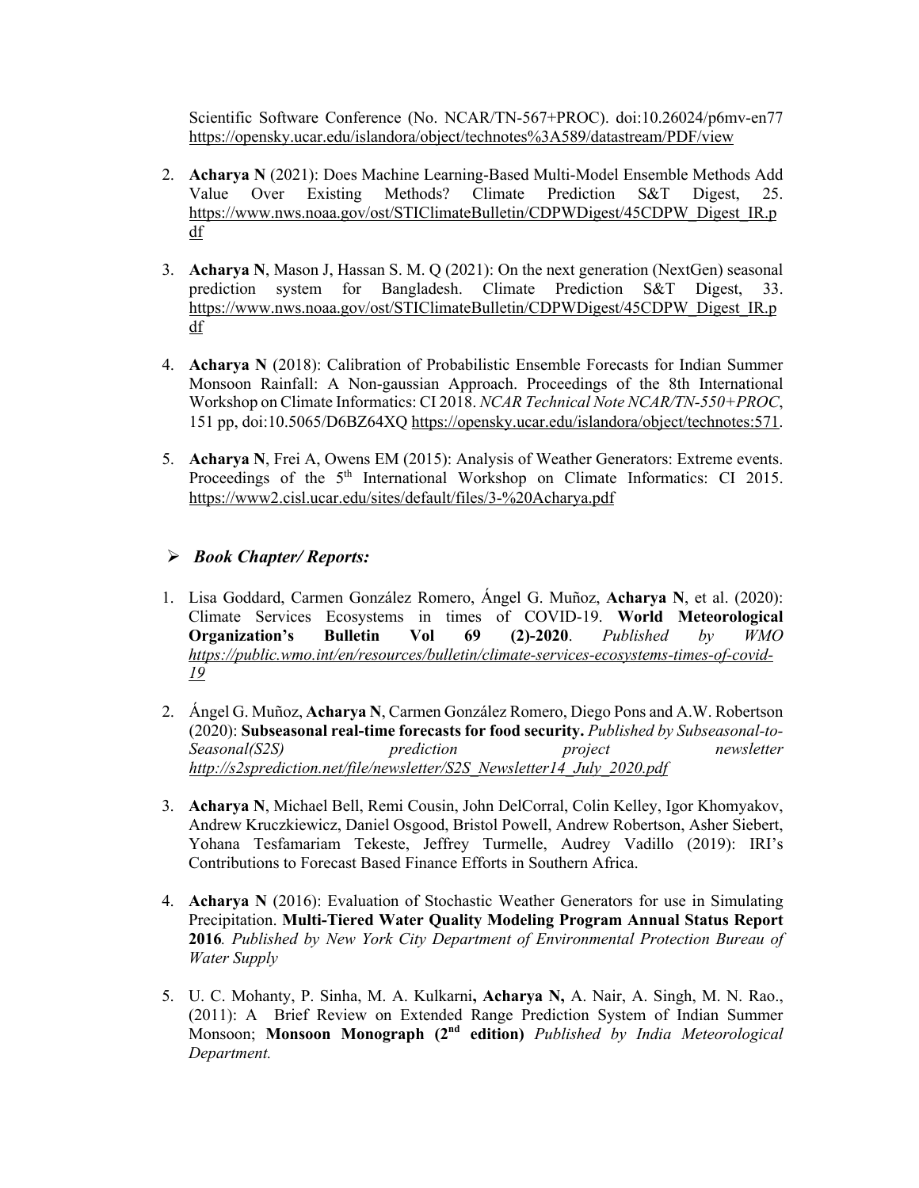Scientific Software Conference (No. NCAR/TN-567+PROC). doi:10.26024/p6mv-en77 https://opensky.ucar.edu/islandora/object/technotes%3A589/datastream/PDF/view

2. **Acharya N** (2021): Does Machine Learning-Based Multi-Model Ensemble Methods Add Value Over Existing Methods? Climate Prediction S&T Digest, 25. https://www.nws.noaa.gov/ost/STIClimateBulletin/CDPWDigest/45CDPW_Digest_IR.pdf

3. **Acharya N**, Mason J, Hassan S. M. Q (2021): On the next generation (NextGen) seasonal prediction system for Bangladesh. Climate Prediction S&T Digest, 33. https://www.nws.noaa.gov/ost/STIClimateBulletin/CDPWDigest/45CDPW_Digest_IR.pdf

4. **Acharya N** (2018): Calibration of Probabilistic Ensemble Forecasts for Indian Summer Monsoon Rainfall: A Non-gaussian Approach. Proceedings of the 8th International Workshop on Climate Informatics: CI 2018. *NCAR Technical Note NCAR/TN-550+PROC*, 151 pp, doi:10.5065/D6BZ64XQ https://opensky.ucar.edu/islandora/object/technotes:571.

5. **Acharya N**, Frei A, Owens EM (2015): Analysis of Weather Generators: Extreme events. Proceedings of the 5th International Workshop on Climate Informatics: CI 2015. https://www2.cisl.ucar.edu/sites/default/files/3-%20Acharya.pdf

- ***Book Chapter/ Reports:***

1. Lisa Goddard, Carmen González Romero, Ángel G. Muñoz, **Acharya N**, et al. (2020): Climate Services Ecosystems in times of COVID-19. **World Meteorological Organization's Bulletin Vol 69 (2)-2020**. *Published by WMO https://public.wmo.int/en/resources/bulletin/climate-services-ecosystems-times-of-covid-19*

2. Ángel G. Muñoz, **Acharya N**, Carmen González Romero, Diego Pons and A.W. Robertson (2020): **Subseasonal real-time forecasts for food security.** *Published by Subseasonal-to-Seasonal(S2S) prediction project newsletter http://s2sprediction.net/file/newsletter/S2S_Newsletter14_July_2020.pdf*

3. **Acharya N**, Michael Bell, Remi Cousin, John DelCorral, Colin Kelley, Igor Khomyakov, Andrew Kruczkiewicz, Daniel Osgood, Bristol Powell, Andrew Robertson, Asher Siebert, Yohana Tesfamariam Tekeste, Jeffrey Turmelle, Audrey Vadillo (2019): IRI's Contributions to Forecast Based Finance Efforts in Southern Africa.

4. **Acharya N** (2016): Evaluation of Stochastic Weather Generators for use in Simulating Precipitation. **Multi-Tiered Water Quality Modeling Program Annual Status Report 2016***. Published by New York City Department of Environmental Protection Bureau of Water Supply*

5. U. C. Mohanty, P. Sinha, M. A. Kulkarni**, Acharya N,** A. Nair, A. Singh, M. N. Rao., (2011): A Brief Review on Extended Range Prediction System of Indian Summer Monsoon; **Monsoon Monograph (2nd edition)** *Published by India Meteorological Department.*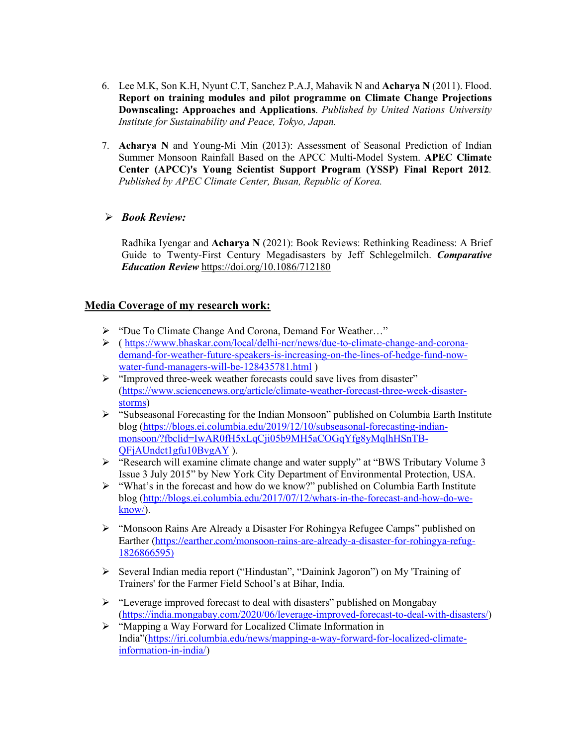6. Lee M.K, Son K.H, Nyunt C.T, Sanchez P.A.J, Mahavik N and **Acharya N** (2011). Flood. **Report on training modules and pilot programme on Climate Change Projections Downscaling: Approaches and Applications**. *Published by United Nations University Institute for Sustainability and Peace, Tokyo, Japan.*

7. **Acharya N** and Young-Mi Min (2013): Assessment of Seasonal Prediction of Indian Summer Monsoon Rainfall Based on the APCC Multi-Model System. **APEC Climate Center (APCC)'s Young Scientist Support Program (YSSP) Final Report 2012**. *Published by APEC Climate Center, Busan, Republic of Korea.*

- ***Book Review:***

  Radhika Iyengar and **Acharya N** (2021): Book Reviews: Rethinking Readiness: A Brief Guide to Twenty-First Century Megadisasters by Jeff Schlegelmilch. ***Comparative Education Review*** https://doi.org/10.1086/712180

## Media Coverage of my research work:

- "Due To Climate Change And Corona, Demand For Weather…"
- ( https://www.bhaskar.com/local/delhi-ncr/news/due-to-climate-change-and-corona-demand-for-weather-future-speakers-is-increasing-on-the-lines-of-hedge-fund-now-water-fund-managers-will-be-128435781.html )
- "Improved three-week weather forecasts could save lives from disaster" (https://www.sciencenews.org/article/climate-weather-forecast-three-week-disaster-storms)
- "Subseasonal Forecasting for the Indian Monsoon" published on Columbia Earth Institute blog (https://blogs.ei.columbia.edu/2019/12/10/subseasonal-forecasting-indian-monsoon/?fbclid=IwAR0fH5xLqCji05b9MH5aCOGqYfg8yMqlhHSnTB-QFjAUndct1gfu10BvgAY ).
- "Research will examine climate change and water supply" at "BWS Tributary Volume 3 Issue 3 July 2015" by New York City Department of Environmental Protection, USA.
- "What's in the forecast and how do we know?" published on Columbia Earth Institute blog (http://blogs.ei.columbia.edu/2017/07/12/whats-in-the-forecast-and-how-do-we-know/).
- "Monsoon Rains Are Already a Disaster For Rohingya Refugee Camps" published on Earther (https://earther.com/monsoon-rains-are-already-a-disaster-for-rohingya-refug-1826866595)
- Several Indian media report ("Hindustan", "Dainink Jagoron") on My 'Training of Trainers' for the Farmer Field School's at Bihar, India.
- "Leverage improved forecast to deal with disasters" published on Mongabay (https://india.mongabay.com/2020/06/leverage-improved-forecast-to-deal-with-disasters/)
- "Mapping a Way Forward for Localized Climate Information in India"(https://iri.columbia.edu/news/mapping-a-way-forward-for-localized-climate-information-in-india/)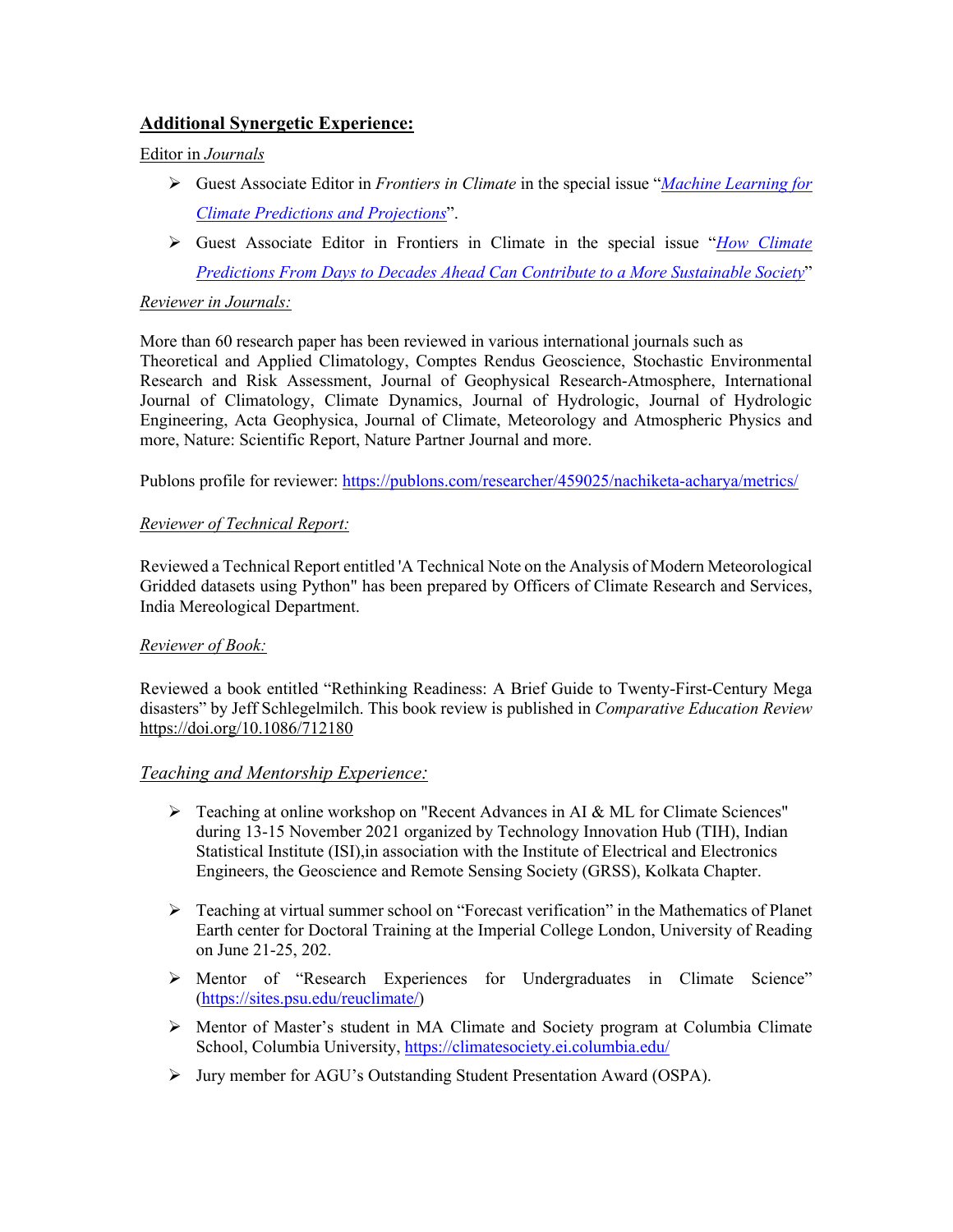## **Additional Synergetic Experience:**

Editor in *Journals*

- Guest Associate Editor in *Frontiers in Climate* in the special issue "*Machine Learning for Climate Predictions and Projections*".
- Guest Associate Editor in Frontiers in Climate in the special issue "*How Climate Predictions From Days to Decades Ahead Can Contribute to a More Sustainable Society*"

*Reviewer in Journals:*

More than 60 research paper has been reviewed in various international journals such as Theoretical and Applied Climatology, Comptes Rendus Geoscience, Stochastic Environmental Research and Risk Assessment, Journal of Geophysical Research-Atmosphere, International Journal of Climatology, Climate Dynamics, Journal of Hydrologic, Journal of Hydrologic Engineering, Acta Geophysica, Journal of Climate, Meteorology and Atmospheric Physics and more, Nature: Scientific Report, Nature Partner Journal and more.

Publons profile for reviewer: https://publons.com/researcher/459025/nachiketa-acharya/metrics/

*Reviewer of Technical Report:*

Reviewed a Technical Report entitled 'A Technical Note on the Analysis of Modern Meteorological Gridded datasets using Python" has been prepared by Officers of Climate Research and Services, India Mereological Department.

*Reviewer of Book:*

Reviewed a book entitled "Rethinking Readiness: A Brief Guide to Twenty-First-Century Mega disasters" by Jeff Schlegelmilch. This book review is published in *Comparative Education Review* https://doi.org/10.1086/712180

*Teaching and Mentorship Experience:*

- Teaching at online workshop on "Recent Advances in AI & ML for Climate Sciences" during 13-15 November 2021 organized by Technology Innovation Hub (TIH), Indian Statistical Institute (ISI),in association with the Institute of Electrical and Electronics Engineers, the Geoscience and Remote Sensing Society (GRSS), Kolkata Chapter.
- Teaching at virtual summer school on "Forecast verification" in the Mathematics of Planet Earth center for Doctoral Training at the Imperial College London, University of Reading on June 21-25, 202.
- Mentor of "Research Experiences for Undergraduates in Climate Science" (https://sites.psu.edu/reuclimate/)
- Mentor of Master's student in MA Climate and Society program at Columbia Climate School, Columbia University, https://climatesociety.ei.columbia.edu/
- Jury member for AGU's Outstanding Student Presentation Award (OSPA).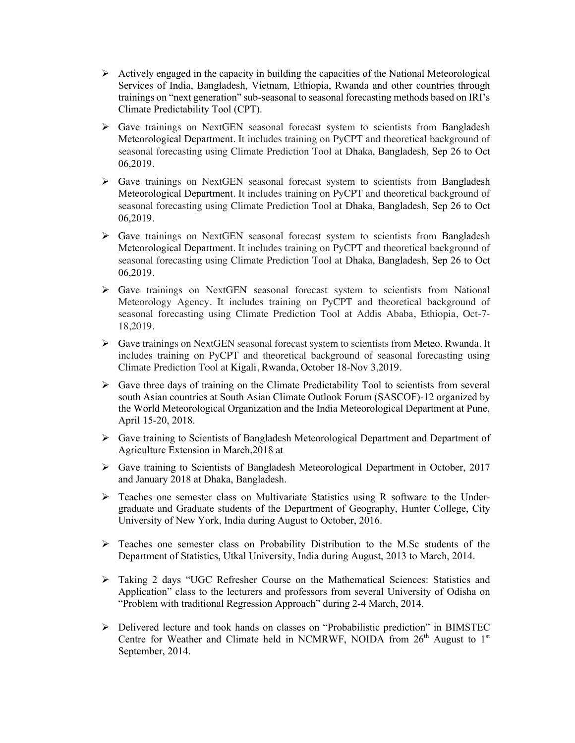- Actively engaged in the capacity in building the capacities of the National Meteorological Services of India, Bangladesh, Vietnam, Ethiopia, Rwanda and other countries through trainings on "next generation" sub-seasonal to seasonal forecasting methods based on IRI's Climate Predictability Tool (CPT).

- Gave trainings on NextGEN seasonal forecast system to scientists from Bangladesh Meteorological Department. It includes training on PyCPT and theoretical background of seasonal forecasting using Climate Prediction Tool at Dhaka, Bangladesh, Sep 26 to Oct 06,2019.

- Gave trainings on NextGEN seasonal forecast system to scientists from Bangladesh Meteorological Department. It includes training on PyCPT and theoretical background of seasonal forecasting using Climate Prediction Tool at Dhaka, Bangladesh, Sep 26 to Oct 06,2019.

- Gave trainings on NextGEN seasonal forecast system to scientists from Bangladesh Meteorological Department. It includes training on PyCPT and theoretical background of seasonal forecasting using Climate Prediction Tool at Dhaka, Bangladesh, Sep 26 to Oct 06,2019.

- Gave trainings on NextGEN seasonal forecast system to scientists from National Meteorology Agency. It includes training on PyCPT and theoretical background of seasonal forecasting using Climate Prediction Tool at Addis Ababa, Ethiopia, Oct-7-18,2019.

- Gave trainings on NextGEN seasonal forecast system to scientists from Meteo. Rwanda. It includes training on PyCPT and theoretical background of seasonal forecasting using Climate Prediction Tool at Kigali, Rwanda, October 18-Nov 3,2019.

- Gave three days of training on the Climate Predictability Tool to scientists from several south Asian countries at South Asian Climate Outlook Forum (SASCOF)-12 organized by the World Meteorological Organization and the India Meteorological Department at Pune, April 15-20, 2018.

- Gave training to Scientists of Bangladesh Meteorological Department and Department of Agriculture Extension in March,2018 at

- Gave training to Scientists of Bangladesh Meteorological Department in October, 2017 and January 2018 at Dhaka, Bangladesh.

- Teaches one semester class on Multivariate Statistics using R software to the Under-graduate and Graduate students of the Department of Geography, Hunter College, City University of New York, India during August to October, 2016.

- Teaches one semester class on Probability Distribution to the M.Sc students of the Department of Statistics, Utkal University, India during August, 2013 to March, 2014.

- Taking 2 days "UGC Refresher Course on the Mathematical Sciences: Statistics and Application" class to the lecturers and professors from several University of Odisha on "Problem with traditional Regression Approach" during 2-4 March, 2014.

- Delivered lecture and took hands on classes on "Probabilistic prediction" in BIMSTEC Centre for Weather and Climate held in NCMRWF, NOIDA from 26th August to 1st September, 2014.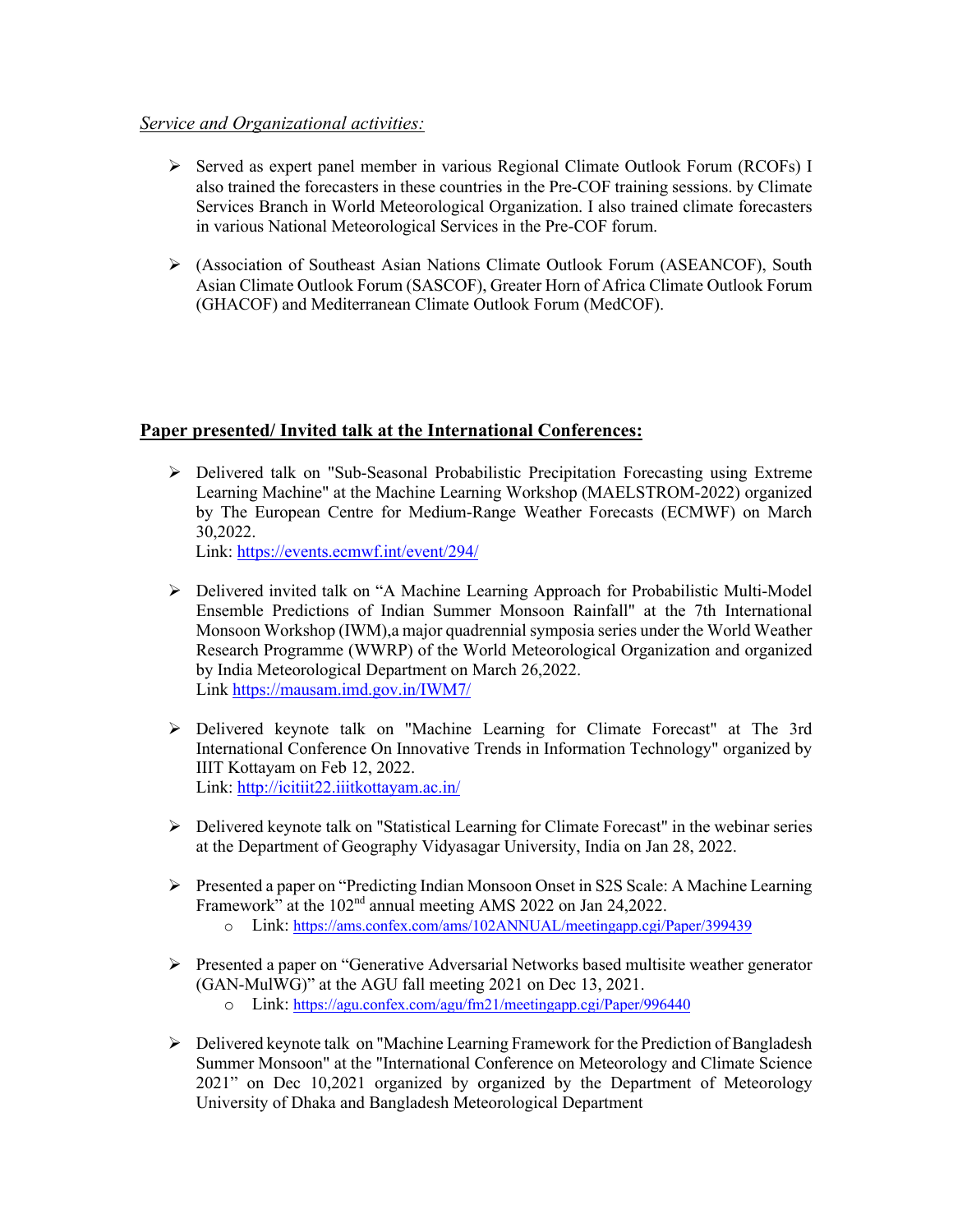*Service and Organizational activities:*

- Served as expert panel member in various Regional Climate Outlook Forum (RCOFs) I also trained the forecasters in these countries in the Pre-COF training sessions. by Climate Services Branch in World Meteorological Organization. I also trained climate forecasters in various National Meteorological Services in the Pre-COF forum.

- (Association of Southeast Asian Nations Climate Outlook Forum (ASEANCOF), South Asian Climate Outlook Forum (SASCOF), Greater Horn of Africa Climate Outlook Forum (GHACOF) and Mediterranean Climate Outlook Forum (MedCOF).

## Paper presented/ Invited talk at the International Conferences:

- Delivered talk on "Sub-Seasonal Probabilistic Precipitation Forecasting using Extreme Learning Machine" at the Machine Learning Workshop (MAELSTROM-2022) organized by The European Centre for Medium-Range Weather Forecasts (ECMWF) on March 30,2022.
  Link: https://events.ecmwf.int/event/294/

- Delivered invited talk on "A Machine Learning Approach for Probabilistic Multi-Model Ensemble Predictions of Indian Summer Monsoon Rainfall" at the 7th International Monsoon Workshop (IWM),a major quadrennial symposia series under the World Weather Research Programme (WWRP) of the World Meteorological Organization and organized by India Meteorological Department on March 26,2022.
  Link https://mausam.imd.gov.in/IWM7/

- Delivered keynote talk on "Machine Learning for Climate Forecast" at The 3rd International Conference On Innovative Trends in Information Technology" organized by IIIT Kottayam on Feb 12, 2022.
  Link: http://icitiit22.iiitkottayam.ac.in/

- Delivered keynote talk on "Statistical Learning for Climate Forecast" in the webinar series at the Department of Geography Vidyasagar University, India on Jan 28, 2022.

- Presented a paper on "Predicting Indian Monsoon Onset in S2S Scale: A Machine Learning Framework" at the 102nd annual meeting AMS 2022 on Jan 24,2022.
  - Link: https://ams.confex.com/ams/102ANNUAL/meetingapp.cgi/Paper/399439

- Presented a paper on "Generative Adversarial Networks based multisite weather generator (GAN-MulWG)" at the AGU fall meeting 2021 on Dec 13, 2021.
  - Link: https://agu.confex.com/agu/fm21/meetingapp.cgi/Paper/996440

- Delivered keynote talk on "Machine Learning Framework for the Prediction of Bangladesh Summer Monsoon" at the "International Conference on Meteorology and Climate Science 2021" on Dec 10,2021 organized by organized by the Department of Meteorology University of Dhaka and Bangladesh Meteorological Department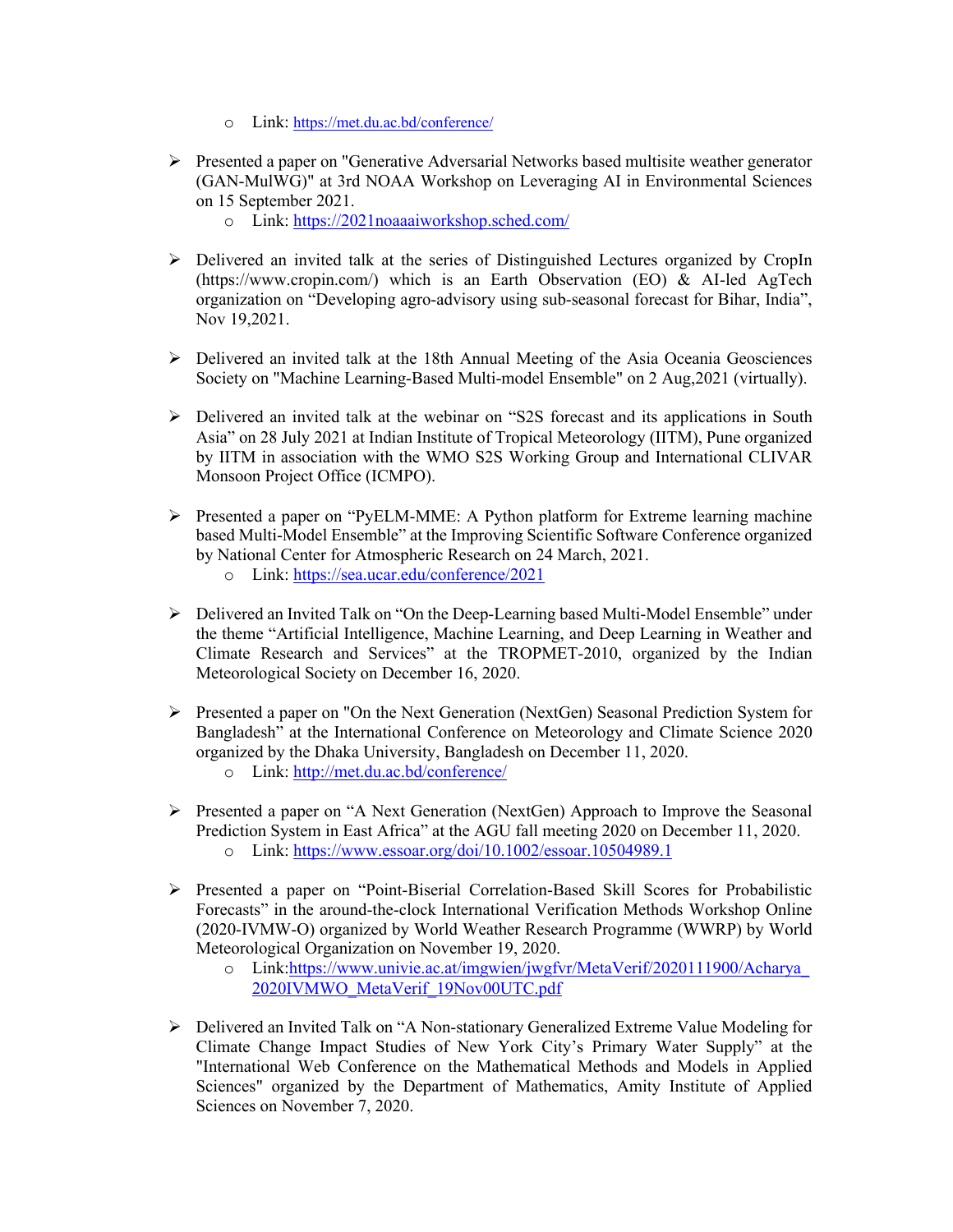- Link: https://met.du.ac.bd/conference/

- Presented a paper on "Generative Adversarial Networks based multisite weather generator (GAN-MulWG)" at 3rd NOAA Workshop on Leveraging AI in Environmental Sciences on 15 September 2021.
    - Link: https://2021noaaaiworkshop.sched.com/

- Delivered an invited talk at the series of Distinguished Lectures organized by CropIn (https://www.cropin.com/) which is an Earth Observation (EO) & AI-led AgTech organization on "Developing agro-advisory using sub-seasonal forecast for Bihar, India", Nov 19,2021.

- Delivered an invited talk at the 18th Annual Meeting of the Asia Oceania Geosciences Society on "Machine Learning-Based Multi-model Ensemble" on 2 Aug,2021 (virtually).

- Delivered an invited talk at the webinar on "S2S forecast and its applications in South Asia" on 28 July 2021 at Indian Institute of Tropical Meteorology (IITM), Pune organized by IITM in association with the WMO S2S Working Group and International CLIVAR Monsoon Project Office (ICMPO).

- Presented a paper on "PyELM-MME: A Python platform for Extreme learning machine based Multi-Model Ensemble" at the Improving Scientific Software Conference organized by National Center for Atmospheric Research on 24 March, 2021.
    - Link: https://sea.ucar.edu/conference/2021

- Delivered an Invited Talk on "On the Deep-Learning based Multi-Model Ensemble" under the theme "Artificial Intelligence, Machine Learning, and Deep Learning in Weather and Climate Research and Services" at the TROPMET-2010, organized by the Indian Meteorological Society on December 16, 2020.

- Presented a paper on "On the Next Generation (NextGen) Seasonal Prediction System for Bangladesh" at the International Conference on Meteorology and Climate Science 2020 organized by the Dhaka University, Bangladesh on December 11, 2020.
    - Link: http://met.du.ac.bd/conference/

- Presented a paper on "A Next Generation (NextGen) Approach to Improve the Seasonal Prediction System in East Africa" at the AGU fall meeting 2020 on December 11, 2020.
    - Link: https://www.essoar.org/doi/10.1002/essoar.10504989.1

- Presented a paper on "Point-Biserial Correlation-Based Skill Scores for Probabilistic Forecasts" in the around-the-clock International Verification Methods Workshop Online (2020-IVMW-O) organized by World Weather Research Programme (WWRP) by World Meteorological Organization on November 19, 2020.
    - Link:https://www.univie.ac.at/imgwien/jwgfvr/MetaVerif/2020111900/Acharya_2020IVMWO_MetaVerif_19Nov00UTC.pdf

- Delivered an Invited Talk on "A Non-stationary Generalized Extreme Value Modeling for Climate Change Impact Studies of New York City's Primary Water Supply" at the "International Web Conference on the Mathematical Methods and Models in Applied Sciences" organized by the Department of Mathematics, Amity Institute of Applied Sciences on November 7, 2020.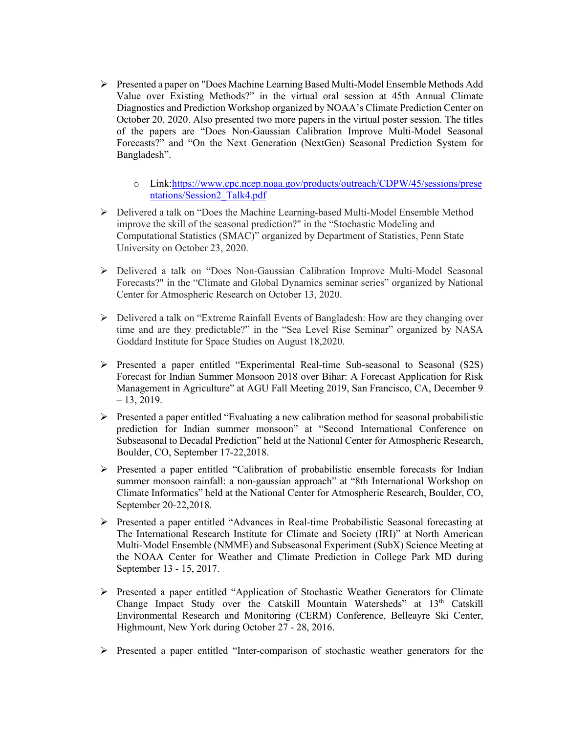- Presented a paper on "Does Machine Learning Based Multi-Model Ensemble Methods Add Value over Existing Methods?" in the virtual oral session at 45th Annual Climate Diagnostics and Prediction Workshop organized by NOAA's Climate Prediction Center on October 20, 2020. Also presented two more papers in the virtual poster session. The titles of the papers are "Does Non-Gaussian Calibration Improve Multi-Model Seasonal Forecasts?" and "On the Next Generation (NextGen) Seasonal Prediction System for Bangladesh".
    - Link:[https://www.cpc.ncep.noaa.gov/products/outreach/CDPW/45/sessions/presentations/Session2_Talk4.pdf](https://www.cpc.ncep.noaa.gov/products/outreach/CDPW/45/sessions/presentations/Session2_Talk4.pdf)
- Delivered a talk on "Does the Machine Learning-based Multi-Model Ensemble Method improve the skill of the seasonal prediction?" in the "Stochastic Modeling and Computational Statistics (SMAC)" organized by Department of Statistics, Penn State University on October 23, 2020.
- Delivered a talk on "Does Non-Gaussian Calibration Improve Multi-Model Seasonal Forecasts?" in the "Climate and Global Dynamics seminar series" organized by National Center for Atmospheric Research on October 13, 2020.
- Delivered a talk on "Extreme Rainfall Events of Bangladesh: How are they changing over time and are they predictable?" in the "Sea Level Rise Seminar" organized by NASA Goddard Institute for Space Studies on August 18,2020.
- Presented a paper entitled "Experimental Real-time Sub-seasonal to Seasonal (S2S) Forecast for Indian Summer Monsoon 2018 over Bihar: A Forecast Application for Risk Management in Agriculture" at AGU Fall Meeting 2019, San Francisco, CA, December 9 – 13, 2019.
- Presented a paper entitled "Evaluating a new calibration method for seasonal probabilistic prediction for Indian summer monsoon" at "Second International Conference on Subseasonal to Decadal Prediction" held at the National Center for Atmospheric Research, Boulder, CO, September 17-22,2018.
- Presented a paper entitled "Calibration of probabilistic ensemble forecasts for Indian summer monsoon rainfall: a non-gaussian approach" at "8th International Workshop on Climate Informatics" held at the National Center for Atmospheric Research, Boulder, CO, September 20-22,2018.
- Presented a paper entitled "Advances in Real-time Probabilistic Seasonal forecasting at The International Research Institute for Climate and Society (IRI)" at North American Multi-Model Ensemble (NMME) and Subseasonal Experiment (SubX) Science Meeting at the NOAA Center for Weather and Climate Prediction in College Park MD during September 13 - 15, 2017.
- Presented a paper entitled "Application of Stochastic Weather Generators for Climate Change Impact Study over the Catskill Mountain Watersheds" at 13th Catskill Environmental Research and Monitoring (CERM) Conference, Belleayre Ski Center, Highmount, New York during October 27 - 28, 2016.
- Presented a paper entitled "Inter-comparison of stochastic weather generators for the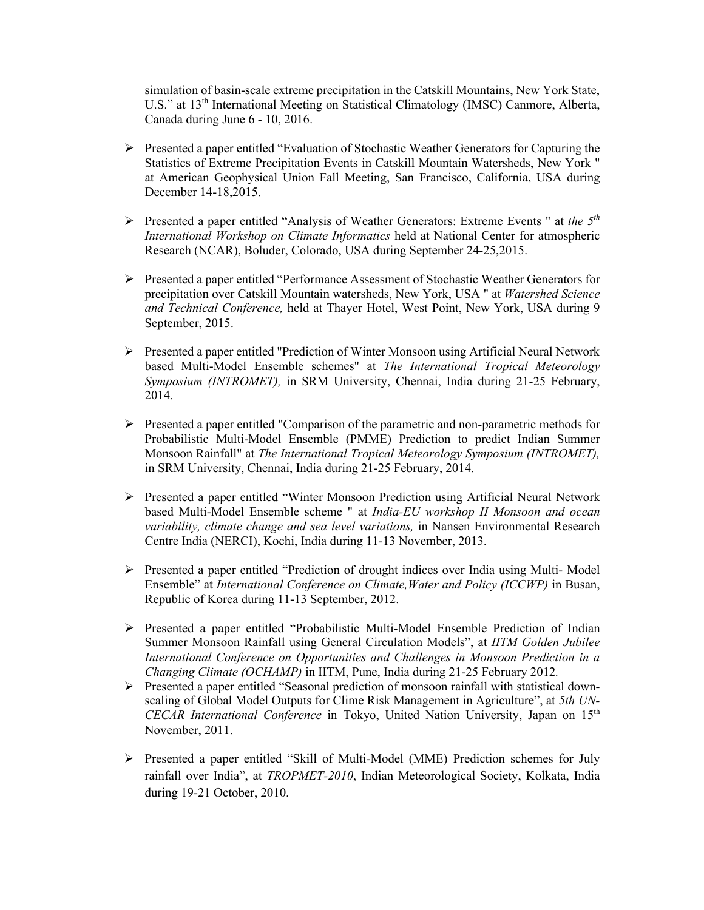simulation of basin-scale extreme precipitation in the Catskill Mountains, New York State, U.S." at 13th International Meeting on Statistical Climatology (IMSC) Canmore, Alberta, Canada during June 6 - 10, 2016.

- Presented a paper entitled "Evaluation of Stochastic Weather Generators for Capturing the Statistics of Extreme Precipitation Events in Catskill Mountain Watersheds, New York " at American Geophysical Union Fall Meeting, San Francisco, California, USA during December 14-18,2015.

- Presented a paper entitled "Analysis of Weather Generators: Extreme Events " at *the 5th International Workshop on Climate Informatics* held at National Center for atmospheric Research (NCAR), Boluder, Colorado, USA during September 24-25,2015.

- Presented a paper entitled "Performance Assessment of Stochastic Weather Generators for precipitation over Catskill Mountain watersheds, New York, USA " at *Watershed Science and Technical Conference,* held at Thayer Hotel, West Point, New York, USA during 9 September, 2015.

- Presented a paper entitled "Prediction of Winter Monsoon using Artificial Neural Network based Multi-Model Ensemble schemes" at *The International Tropical Meteorology Symposium (INTROMET),* in SRM University, Chennai, India during 21-25 February, 2014.

- Presented a paper entitled "Comparison of the parametric and non-parametric methods for Probabilistic Multi-Model Ensemble (PMME) Prediction to predict Indian Summer Monsoon Rainfall" at *The International Tropical Meteorology Symposium (INTROMET),* in SRM University, Chennai, India during 21-25 February, 2014.

- Presented a paper entitled "Winter Monsoon Prediction using Artificial Neural Network based Multi-Model Ensemble scheme " at *India-EU workshop II Monsoon and ocean variability, climate change and sea level variations,* in Nansen Environmental Research Centre India (NERCI), Kochi, India during 11-13 November, 2013.

- Presented a paper entitled "Prediction of drought indices over India using Multi- Model Ensemble" at *International Conference on Climate,Water and Policy (ICCWP)* in Busan, Republic of Korea during 11-13 September, 2012.

- Presented a paper entitled "Probabilistic Multi-Model Ensemble Prediction of Indian Summer Monsoon Rainfall using General Circulation Models", at *IITM Golden Jubilee International Conference on Opportunities and Challenges in Monsoon Prediction in a Changing Climate (OCHAMP)* in IITM, Pune, India during 21-25 February 2012*.*
- Presented a paper entitled "Seasonal prediction of monsoon rainfall with statistical down-scaling of Global Model Outputs for Clime Risk Management in Agriculture", at *5th UN-CECAR International Conference* in Tokyo, United Nation University, Japan on 15th November, 2011.

- Presented a paper entitled "Skill of Multi-Model (MME) Prediction schemes for July rainfall over India", at *TROPMET-2010*, Indian Meteorological Society, Kolkata, India during 19-21 October, 2010.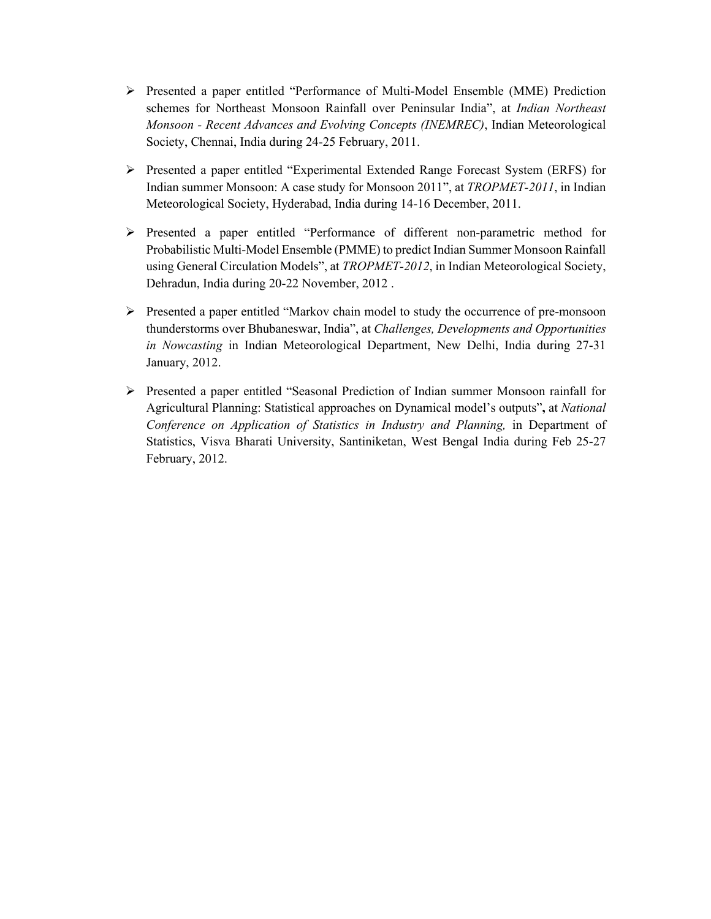- Presented a paper entitled "Performance of Multi-Model Ensemble (MME) Prediction schemes for Northeast Monsoon Rainfall over Peninsular India", at *Indian Northeast Monsoon - Recent Advances and Evolving Concepts (INEMREC)*, Indian Meteorological Society, Chennai, India during 24-25 February, 2011.

- Presented a paper entitled "Experimental Extended Range Forecast System (ERFS) for Indian summer Monsoon: A case study for Monsoon 2011", at *TROPMET-2011*, in Indian Meteorological Society, Hyderabad, India during 14-16 December, 2011.

- Presented a paper entitled "Performance of different non-parametric method for Probabilistic Multi-Model Ensemble (PMME) to predict Indian Summer Monsoon Rainfall using General Circulation Models", at *TROPMET-2012*, in Indian Meteorological Society, Dehradun, India during 20-22 November, 2012 .

- Presented a paper entitled "Markov chain model to study the occurrence of pre-monsoon thunderstorms over Bhubaneswar, India", at *Challenges, Developments and Opportunities in Nowcasting* in Indian Meteorological Department, New Delhi, India during 27-31 January, 2012.

- Presented a paper entitled "Seasonal Prediction of Indian summer Monsoon rainfall for Agricultural Planning: Statistical approaches on Dynamical model's outputs"**,** at *National Conference on Application of Statistics in Industry and Planning,* in Department of Statistics, Visva Bharati University, Santiniketan, West Bengal India during Feb 25-27 February, 2012.